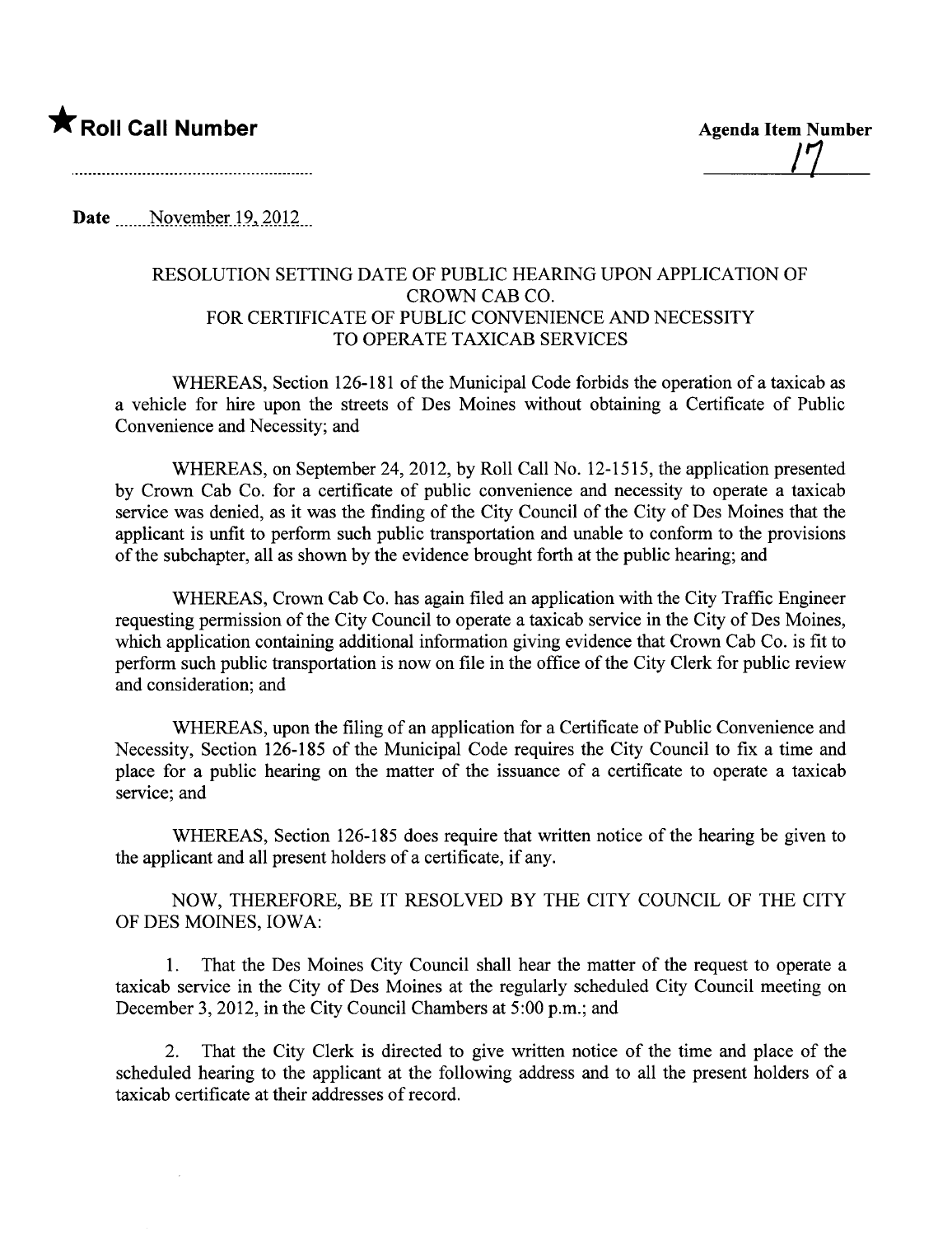**★ Roll Call Number**

**Agenda Item Number**

17

**Date** November 19, 2012

RESOLUTION SETTING DATE OF PUBLIC HEARING UPON APPLICATION OF CROWN CAB CO. FOR CERTIFICATE OF PUBLIC CONVENIENCE AND NECESSITY TO OPERATE TAXICAB SERVICES

WHEREAS, Section 126-181 of the Municipal Code forbids the operation of a taxicab as a vehicle for hire upon the streets of Des Moines without obtaining a Certificate of Public Convenience and Necessity; and

WHEREAS, on September 24, 2012, by Roll Call No. 12-1515, the application presented by Crown Cab Co. for a certificate of public convenience and necessity to operate a taxicab service was denied, as it was the finding of the City Council of the City of Des Moines that the applicant is unfit to perform such public transportation and unable to conform to the provisions of the subchapter, all as shown by the evidence brought forth at the public hearing; and

WHEREAS, Crown Cab Co. has again filed an application with the City Traffic Engineer requesting permission of the City Council to operate a taxicab service in the City of Des Moines, which application containing additional information giving evidence that Crown Cab Co. is fit to perform such public transportation is now on file in the office of the City Clerk for public review and consideration; and

WHEREAS, upon the filing of an application for a Certificate of Public Convenience and Necessity, Section 126-185 of the Municipal Code requires the City Council to fix a time and place for a public hearing on the matter of the issuance of a certificate to operate a taxicab service; and

WHEREAS, Section 126-185 does require that written notice of the hearing be given to the applicant and all present holders of a certificate, if any.

NOW, THEREFORE, BE IT RESOLVED BY THE CITY COUNCIL OF THE CITY OF DES MOINES, IOWA:

1. That the Des Moines City Council shall hear the matter of the request to operate a taxicab service in the City of Des Moines at the regularly scheduled City Council meeting on December 3, 2012, in the City Council Chambers at 5:00 p.m.; and

2. That the City Clerk is directed to give written notice of the time and place of the scheduled hearing to the applicant at the following address and to all the present holders of a taxicab certificate at their addresses of record.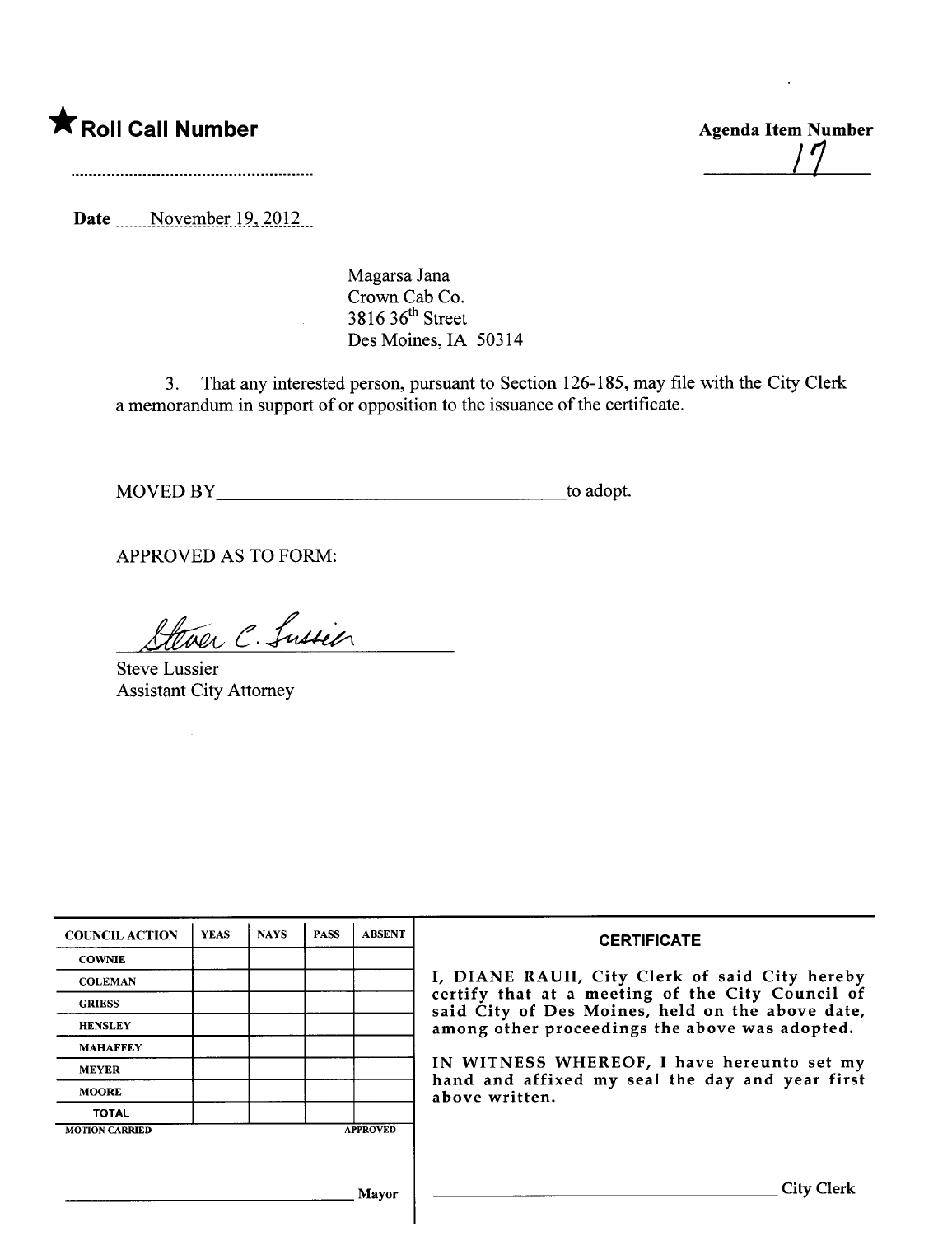★ **Roll Call Number**

**Agenda Item Number**
17

Date November 19, 2012

Magarsa Jana
Crown Cab Co.
3816 36th Street
Des Moines, IA 50314

3. That any interested person, pursuant to Section 126-185, may file with the City Clerk a memorandum in support of or opposition to the issuance of the certificate.

MOVED BY ____________________ to adopt.

APPROVED AS TO FORM:

Steve C. Lussier

Steve Lussier
Assistant City Attorney

| COUNCIL ACTION | YEAS | NAYS | PASS | ABSENT |
|---|---|---|---|---|
| COWNIE | | | | |
| COLEMAN | | | | |
| GRIESS | | | | |
| HENSLEY | | | | |
| MAHAFFEY | | | | |
| MEYER | | | | |
| MOORE | | | | |
| TOTAL | | | | |

MOTION CARRIED APPROVED

____________________ Mayor

**CERTIFICATE**

I, DIANE RAUH, City Clerk of said City hereby certify that at a meeting of the City Council of said City of Des Moines, held on the above date, among other proceedings the above was adopted.

IN WITNESS WHEREOF, I have hereunto set my hand and affixed my seal the day and year first above written.

____________________ City Clerk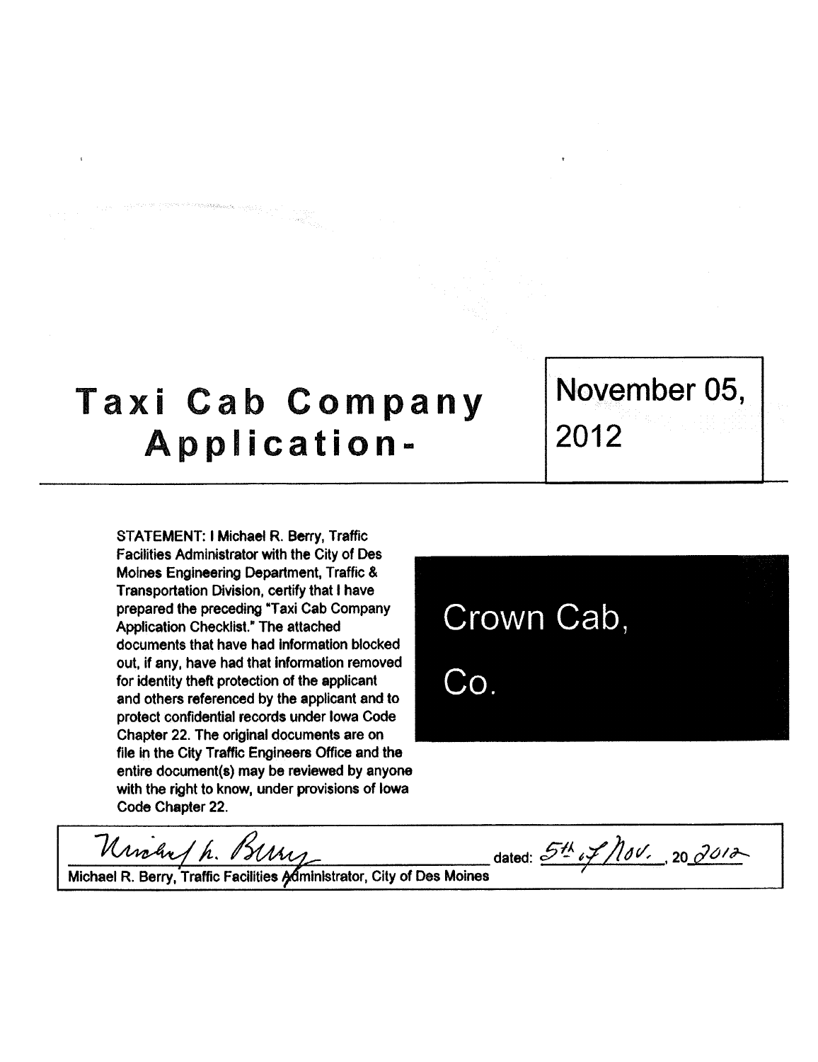# Taxi Cab Company Application-

November 05, 2012

STATEMENT: I Michael R. Berry, Traffic Facilities Administrator with the City of Des Moines Engineering Department, Traffic & Transportation Division, certify that I have prepared the preceding "Taxi Cab Company Application Checklist." The attached documents that have had information blocked out, if any, have had that information removed for identity theft protection of the applicant and others referenced by the applicant and to protect confidential records under Iowa Code Chapter 22. The original documents are on file in the City Traffic Engineers Office and the entire document(s) may be reviewed by anyone with the right to know, under provisions of Iowa Code Chapter 22.

**Crown Cab, Co.**

Michael R. Berry dated: 5th of Nov., 20 2012

Michael R. Berry, Traffic Facilities Administrator, City of Des Moines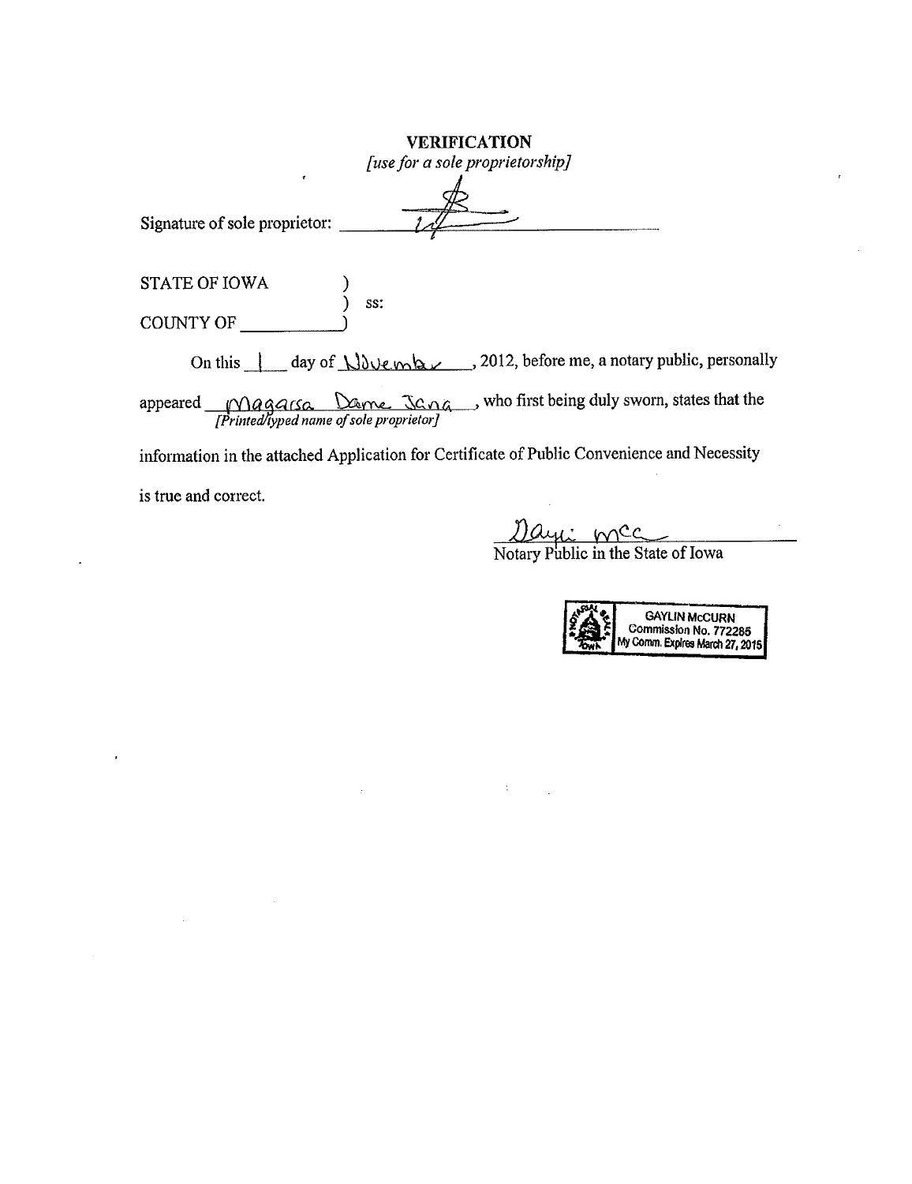**VERIFICATION**

*[use for a sole proprietorship]*

Signature of sole proprietor: ___________________

STATE OF IOWA )
) ss:
COUNTY OF ___________)

On this 1 day of November, 2012, before me, a notary public, personally appeared Magarsa Dame Jana, who first being duly sworn, states that the

*[Printed/typed name of sole proprietor]*

information in the attached Application for Certificate of Public Convenience and Necessity is true and correct.

Dayli McC
Notary Public in the State of Iowa

GAYLIN McCURN
Commission No. 772285
My Comm. Expires March 27, 2015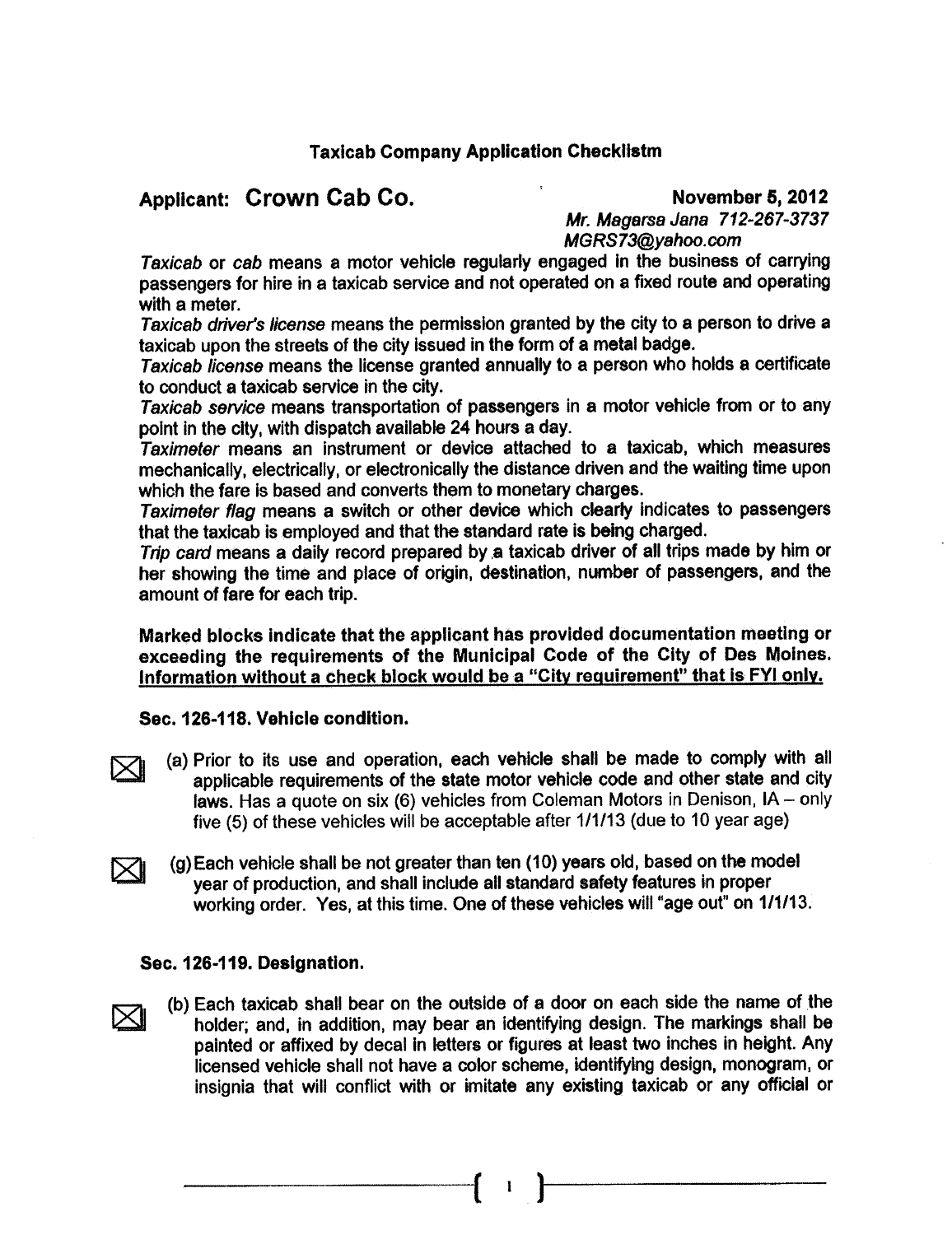### Taxicab Company Application Checklistm

**Applicant: Crown Cab Co.** **November 5, 2012**

*Mr. Magarsa Jana 712-267-3737*
*MGRS73@yahoo.com*

*Taxicab* or *cab* means a motor vehicle regularly engaged in the business of carrying passengers for hire in a taxicab service and not operated on a fixed route and operating with a meter.

*Taxicab driver's license* means the permission granted by the city to a person to drive a taxicab upon the streets of the city issued in the form of a metal badge.

*Taxicab license* means the license granted annually to a person who holds a certificate to conduct a taxicab service in the city.

*Taxicab service* means transportation of passengers in a motor vehicle from or to any point in the city, with dispatch available 24 hours a day.

*Taximeter* means an instrument or device attached to a taxicab, which measures mechanically, electrically, or electronically the distance driven and the waiting time upon which the fare is based and converts them to monetary charges.

*Taximeter flag* means a switch or other device which clearly indicates to passengers that the taxicab is employed and that the standard rate is being charged.

*Trip card* means a daily record prepared by a taxicab driver of all trips made by him or her showing the time and place of origin, destination, number of passengers, and the amount of fare for each trip.

**Marked blocks indicate that the applicant has provided documentation meeting or exceeding the requirements of the Municipal Code of the City of Des Moines.** **<u>Information without a check block would be a "City requirement" that is FYI only.</u>**

**Sec. 126-118. Vehicle condition.**

☒ (a) Prior to its use and operation, each vehicle shall be made to comply with all applicable requirements of the state motor vehicle code and other state and city laws. Has a quote on six (6) vehicles from Coleman Motors in Denison, IA – only five (5) of these vehicles will be acceptable after 1/1/13 (due to 10 year age)

☒ (g) Each vehicle shall be not greater than ten (10) years old, based on the model year of production, and shall include all standard safety features in proper working order. Yes, at this time. One of these vehicles will "age out" on 1/1/13.

**Sec. 126-119. Designation.**

☒ (b) Each taxicab shall bear on the outside of a door on each side the name of the holder; and, in addition, may bear an identifying design. The markings shall be painted or affixed by decal in letters or figures at least two inches in height. Any licensed vehicle shall not have a color scheme, identifying design, monogram, or insignia that will conflict with or imitate any existing taxicab or any official or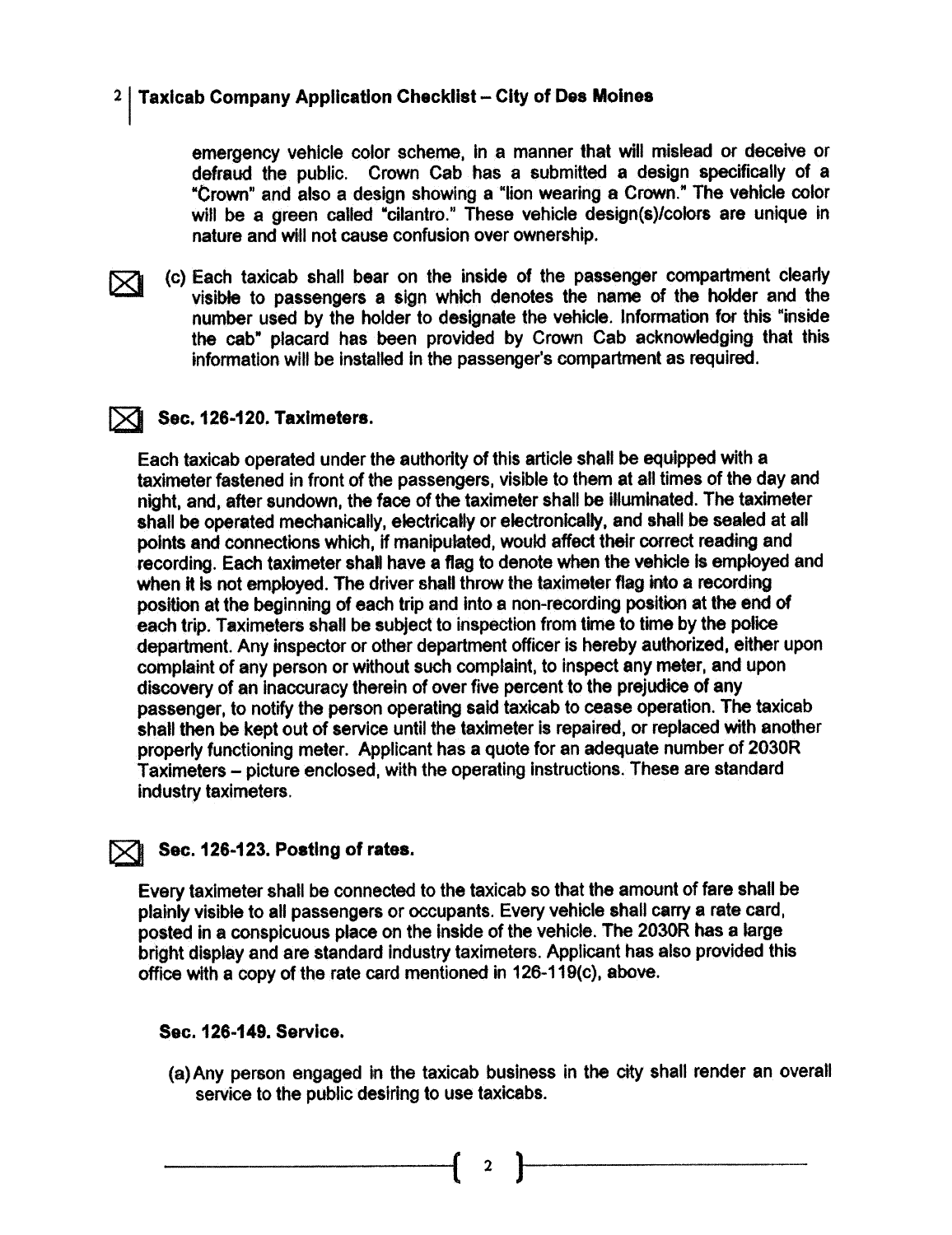emergency vehicle color scheme, in a manner that will mislead or deceive or defraud the public. Crown Cab has a submitted a design specifically of a "Crown" and also a design showing a "lion wearing a Crown." The vehicle color will be a green called "cilantro." These vehicle design(s)/colors are unique in nature and will not cause confusion over ownership.

☒ (c) Each taxicab shall bear on the inside of the passenger compartment clearly visible to passengers a sign which denotes the name of the holder and the number used by the holder to designate the vehicle. Information for this "inside the cab" placard has been provided by Crown Cab acknowledging that this information will be installed in the passenger's compartment as required.

☒ **Sec. 126-120. Taximeters.**

Each taxicab operated under the authority of this article shall be equipped with a taximeter fastened in front of the passengers, visible to them at all times of the day and night, and, after sundown, the face of the taximeter shall be illuminated. The taximeter shall be operated mechanically, electrically or electronically, and shall be sealed at all points and connections which, if manipulated, would affect their correct reading and recording. Each taximeter shall have a flag to denote when the vehicle is employed and when it is not employed. The driver shall throw the taximeter flag into a recording position at the beginning of each trip and into a non-recording position at the end of each trip. Taximeters shall be subject to inspection from time to time by the police department. Any inspector or other department officer is hereby authorized, either upon complaint of any person or without such complaint, to inspect any meter, and upon discovery of an inaccuracy therein of over five percent to the prejudice of any passenger, to notify the person operating said taxicab to cease operation. The taxicab shall then be kept out of service until the taximeter is repaired, or replaced with another properly functioning meter. Applicant has a quote for an adequate number of 2030R Taximeters – picture enclosed, with the operating instructions. These are standard industry taximeters.

☒ **Sec. 126-123. Posting of rates.**

Every taximeter shall be connected to the taxicab so that the amount of fare shall be plainly visible to all passengers or occupants. Every vehicle shall carry a rate card, posted in a conspicuous place on the inside of the vehicle. The 2030R has a large bright display and are standard industry taximeters. Applicant has also provided this office with a copy of the rate card mentioned in 126-119(c), above.

**Sec. 126-149. Service.**

(a) Any person engaged in the taxicab business in the city shall render an overall service to the public desiring to use taxicabs.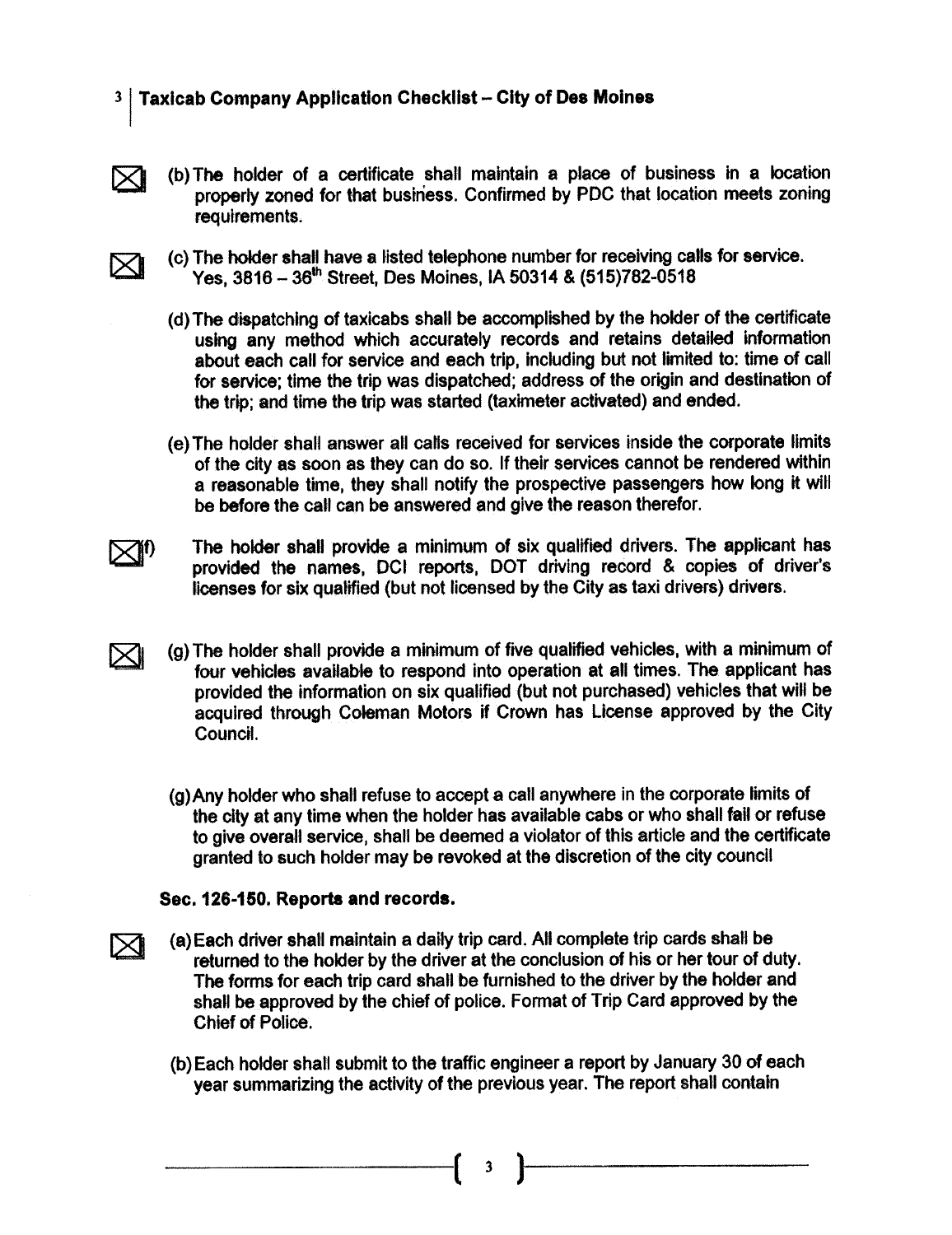### Taxicab Company Application Checklist – City of Des Moines

☒ (b) The holder of a certificate shall maintain a place of business in a location properly zoned for that business. Confirmed by PDC that location meets zoning requirements.

☒ (c) The holder shall have a listed telephone number for receiving calls for service. Yes, 3816 – 36th Street, Des Moines, IA 50314 & (515)782-0518

(d) The dispatching of taxicabs shall be accomplished by the holder of the certificate using any method which accurately records and retains detailed information about each call for service and each trip, including but not limited to: time of call for service; time the trip was dispatched; address of the origin and destination of the trip; and time the trip was started (taximeter activated) and ended.

(e) The holder shall answer all calls received for services inside the corporate limits of the city as soon as they can do so. If their services cannot be rendered within a reasonable time, they shall notify the prospective passengers how long it will be before the call can be answered and give the reason therefor.

☒ f) The holder shall provide a minimum of six qualified drivers. The applicant has provided the names, DCI reports, DOT driving record & copies of driver's licenses for six qualified (but not licensed by the City as taxi drivers) drivers.

☒ (g) The holder shall provide a minimum of five qualified vehicles, with a minimum of four vehicles available to respond into operation at all times. The applicant has provided the information on six qualified (but not purchased) vehicles that will be acquired through Coleman Motors if Crown has License approved by the City Council.

(g) Any holder who shall refuse to accept a call anywhere in the corporate limits of the city at any time when the holder has available cabs or who shall fail or refuse to give overall service, shall be deemed a violator of this article and the certificate granted to such holder may be revoked at the discretion of the city council

**Sec. 126-150. Reports and records.**

☒ (a) Each driver shall maintain a daily trip card. All complete trip cards shall be returned to the holder by the driver at the conclusion of his or her tour of duty. The forms for each trip card shall be furnished to the driver by the holder and shall be approved by the chief of police. Format of Trip Card approved by the Chief of Police.

(b) Each holder shall submit to the traffic engineer a report by January 30 of each year summarizing the activity of the previous year. The report shall contain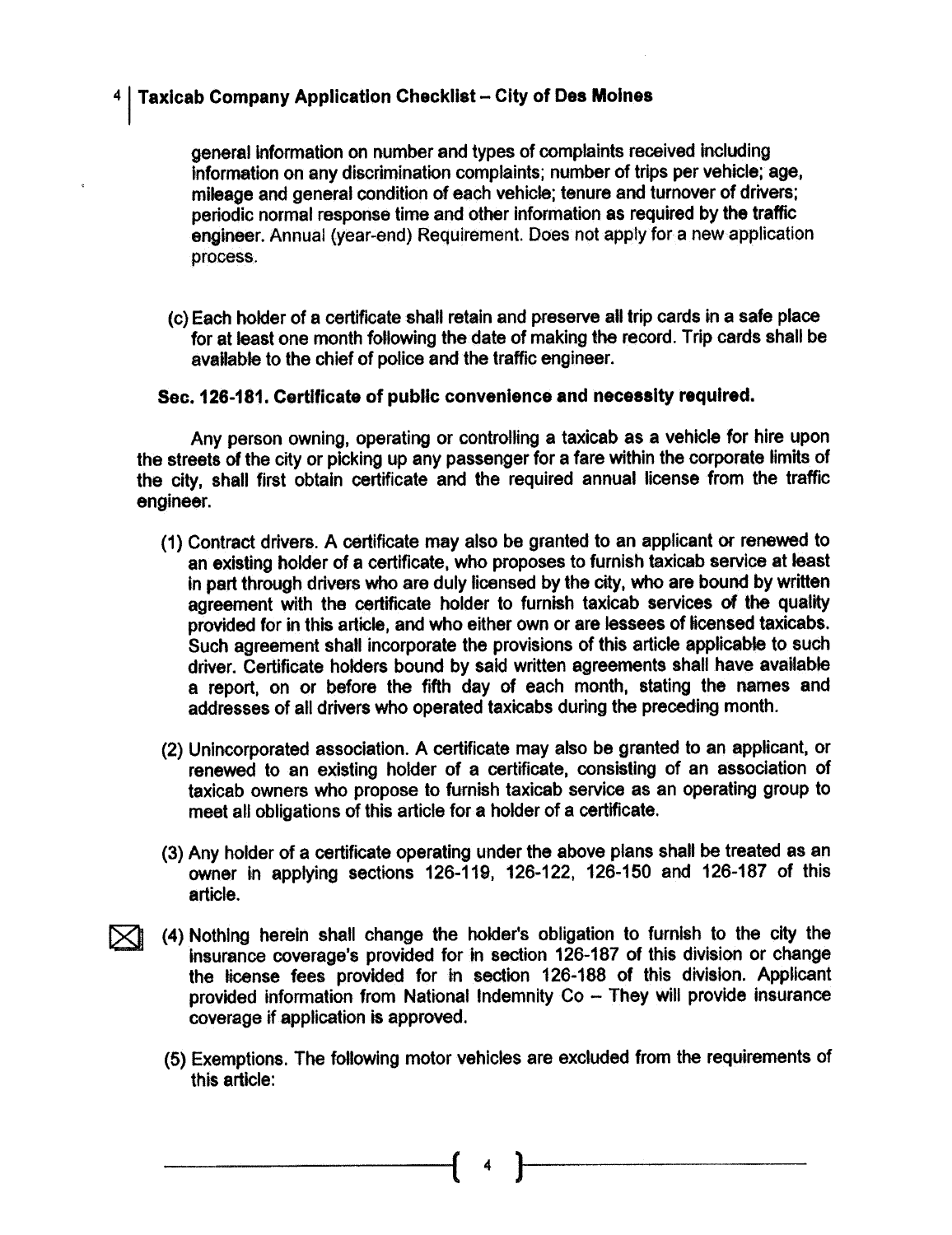general information on number and types of complaints received including information on any discrimination complaints; number of trips per vehicle; age, mileage and general condition of each vehicle; tenure and turnover of drivers; periodic normal response time and other information as required by the traffic engineer. Annual (year-end) Requirement. Does not apply for a new application process.

(c) Each holder of a certificate shall retain and preserve all trip cards in a safe place for at least one month following the date of making the record. Trip cards shall be available to the chief of police and the traffic engineer.

**Sec. 126-181. Certificate of public convenience and necessity required.**

Any person owning, operating or controlling a taxicab as a vehicle for hire upon the streets of the city or picking up any passenger for a fare within the corporate limits of the city, shall first obtain certificate and the required annual license from the traffic engineer.

(1) Contract drivers. A certificate may also be granted to an applicant or renewed to an existing holder of a certificate, who proposes to furnish taxicab service at least in part through drivers who are duly licensed by the city, who are bound by written agreement with the certificate holder to furnish taxicab services of the quality provided for in this article, and who either own or are lessees of licensed taxicabs. Such agreement shall incorporate the provisions of this article applicable to such driver. Certificate holders bound by said written agreements shall have available a report, on or before the fifth day of each month, stating the names and addresses of all drivers who operated taxicabs during the preceding month.

(2) Unincorporated association. A certificate may also be granted to an applicant, or renewed to an existing holder of a certificate, consisting of an association of taxicab owners who propose to furnish taxicab service as an operating group to meet all obligations of this article for a holder of a certificate.

(3) Any holder of a certificate operating under the above plans shall be treated as an owner in applying sections 126-119, 126-122, 126-150 and 126-187 of this article.

☒ (4) Nothing herein shall change the holder's obligation to furnish to the city the insurance coverage's provided for in section 126-187 of this division or change the license fees provided for in section 126-188 of this division. Applicant provided information from National Indemnity Co – They will provide insurance coverage if application is approved.

(5) Exemptions. The following motor vehicles are excluded from the requirements of this article: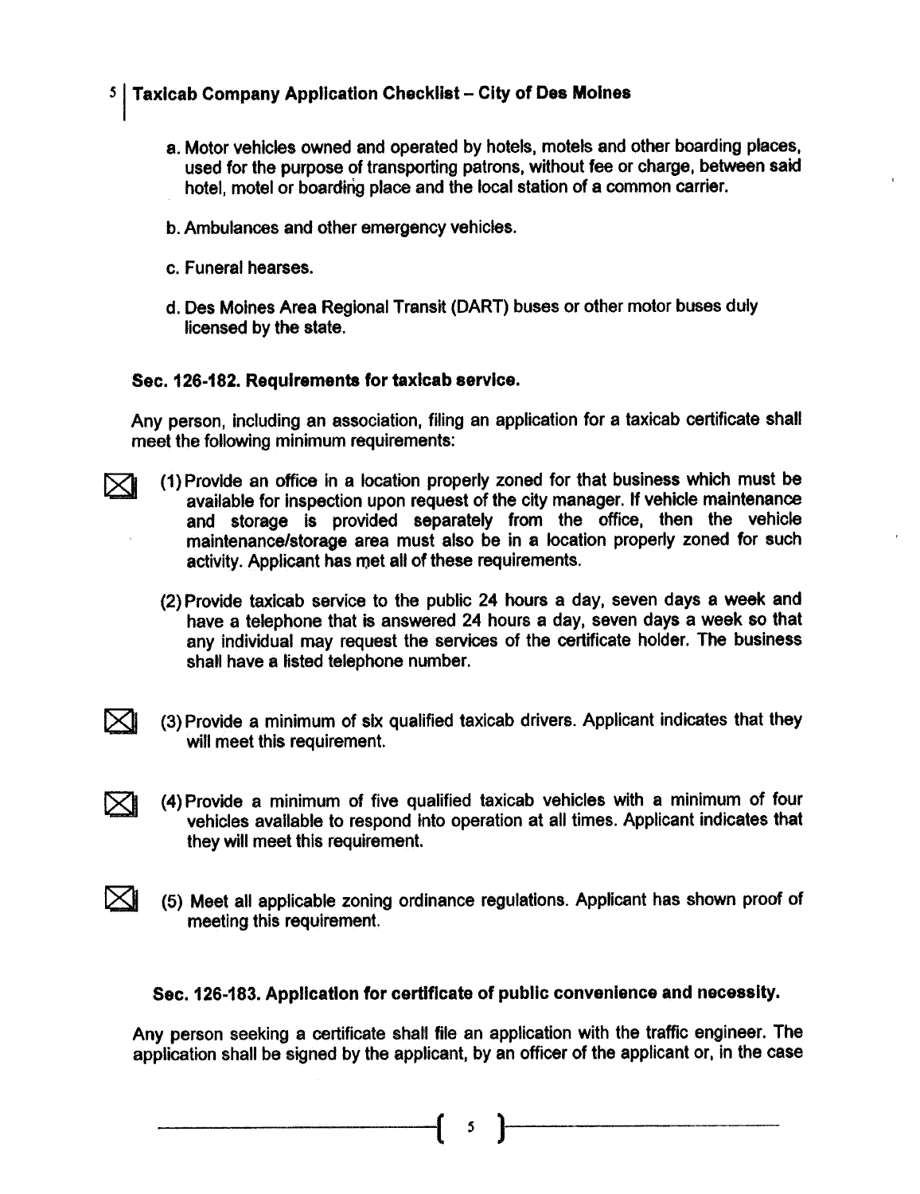a. Motor vehicles owned and operated by hotels, motels and other boarding places, used for the purpose of transporting patrons, without fee or charge, between said hotel, motel or boarding place and the local station of a common carrier.

b. Ambulances and other emergency vehicles.

c. Funeral hearses.

d. Des Moines Area Regional Transit (DART) buses or other motor buses duly licensed by the state.

**Sec. 126-182. Requirements for taxicab service.**

Any person, including an association, filing an application for a taxicab certificate shall meet the following minimum requirements:

☒ (1) Provide an office in a location properly zoned for that business which must be available for inspection upon request of the city manager. If vehicle maintenance and storage is provided separately from the office, then the vehicle maintenance/storage area must also be in a location properly zoned for such activity. Applicant has met all of these requirements.

(2) Provide taxicab service to the public 24 hours a day, seven days a week and have a telephone that is answered 24 hours a day, seven days a week so that any individual may request the services of the certificate holder. The business shall have a listed telephone number.

☒ (3) Provide a minimum of six qualified taxicab drivers. Applicant indicates that they will meet this requirement.

☒ (4) Provide a minimum of five qualified taxicab vehicles with a minimum of four vehicles available to respond into operation at all times. Applicant indicates that they will meet this requirement.

☒ (5) Meet all applicable zoning ordinance regulations. Applicant has shown proof of meeting this requirement.

**Sec. 126-183. Application for certificate of public convenience and necessity.**

Any person seeking a certificate shall file an application with the traffic engineer. The application shall be signed by the applicant, by an officer of the applicant or, in the case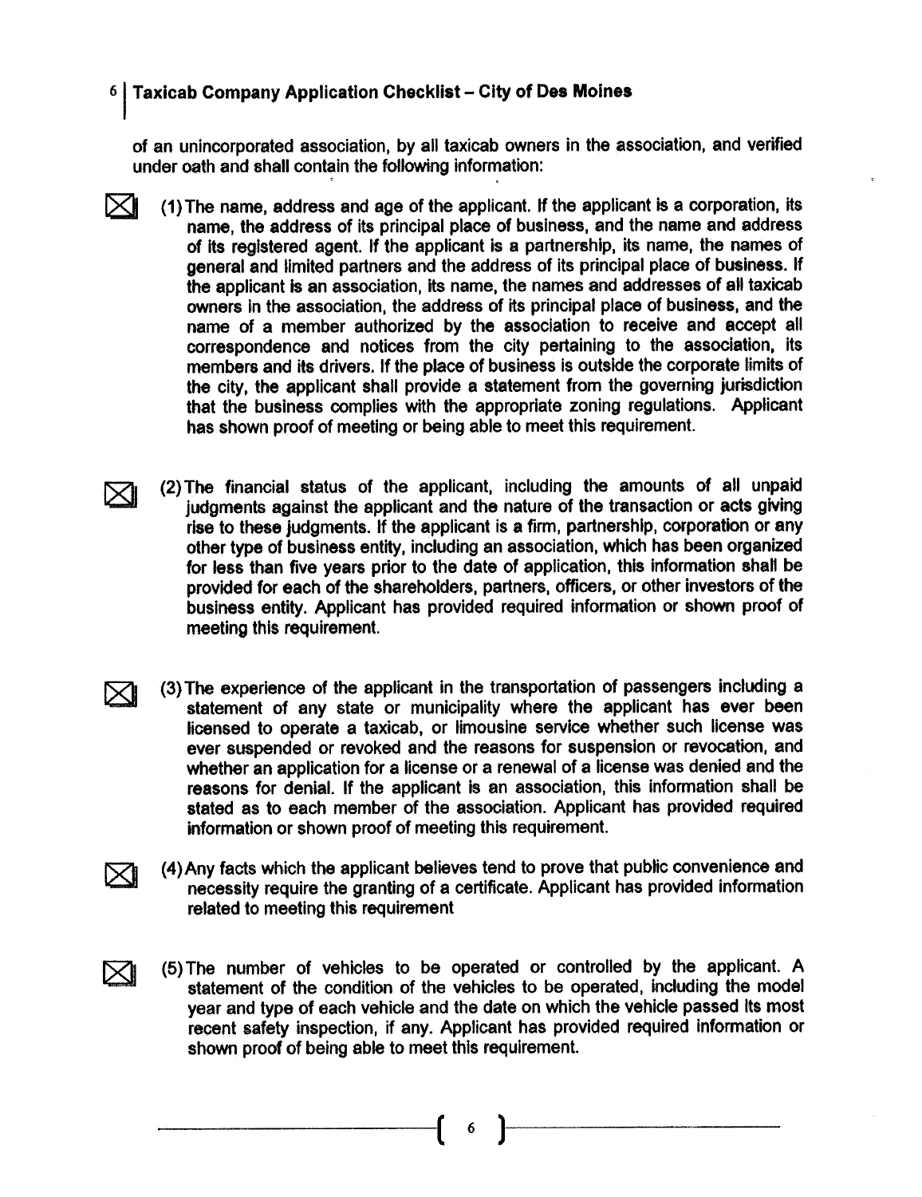of an unincorporated association, by all taxicab owners in the association, and verified under oath and shall contain the following information:

- ☒ (1) The name, address and age of the applicant. If the applicant is a corporation, its name, the address of its principal place of business, and the name and address of its registered agent. If the applicant is a partnership, its name, the names of general and limited partners and the address of its principal place of business. If the applicant is an association, its name, the names and addresses of all taxicab owners in the association, the address of its principal place of business, and the name of a member authorized by the association to receive and accept all correspondence and notices from the city pertaining to the association, its members and its drivers. If the place of business is outside the corporate limits of the city, the applicant shall provide a statement from the governing jurisdiction that the business complies with the appropriate zoning regulations. Applicant has shown proof of meeting or being able to meet this requirement.

- ☒ (2) The financial status of the applicant, including the amounts of all unpaid judgments against the applicant and the nature of the transaction or acts giving rise to these judgments. If the applicant is a firm, partnership, corporation or any other type of business entity, including an association, which has been organized for less than five years prior to the date of application, this information shall be provided for each of the shareholders, partners, officers, or other investors of the business entity. Applicant has provided required information or shown proof of meeting this requirement.

- ☒ (3) The experience of the applicant in the transportation of passengers including a statement of any state or municipality where the applicant has ever been licensed to operate a taxicab, or limousine service whether such license was ever suspended or revoked and the reasons for suspension or revocation, and whether an application for a license or a renewal of a license was denied and the reasons for denial. If the applicant is an association, this information shall be stated as to each member of the association. Applicant has provided required information or shown proof of meeting this requirement.

- ☒ (4) Any facts which the applicant believes tend to prove that public convenience and necessity require the granting of a certificate. Applicant has provided information related to meeting this requirement

- ☒ (5) The number of vehicles to be operated or controlled by the applicant. A statement of the condition of the vehicles to be operated, including the model year and type of each vehicle and the date on which the vehicle passed its most recent safety inspection, if any. Applicant has provided required information or shown proof of being able to meet this requirement.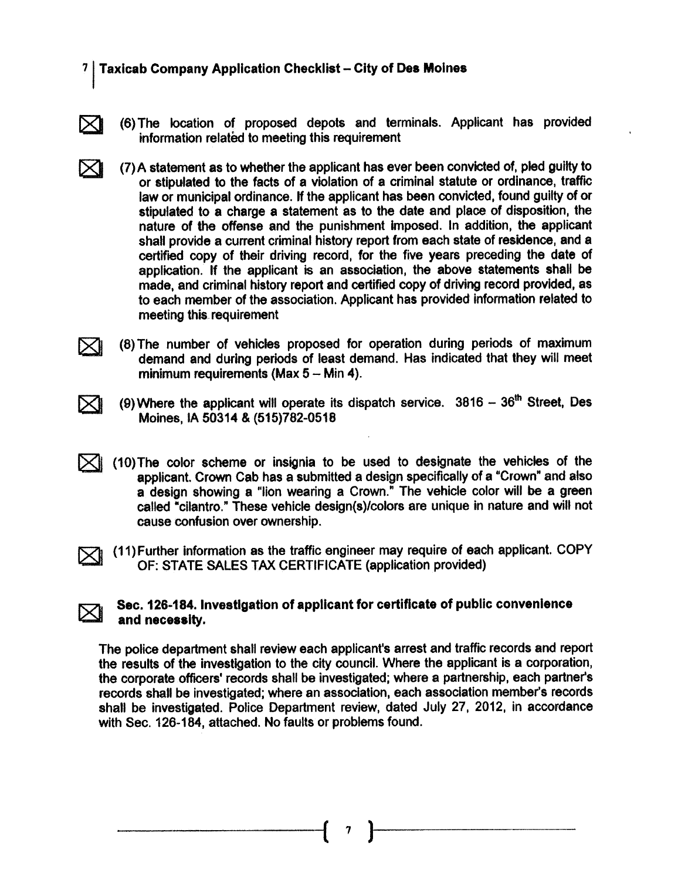☒ (6) The location of proposed depots and terminals. Applicant has provided information related to meeting this requirement

☒ (7) A statement as to whether the applicant has ever been convicted of, pled guilty to or stipulated to the facts of a violation of a criminal statute or ordinance, traffic law or municipal ordinance. If the applicant has been convicted, found guilty of or stipulated to a charge a statement as to the date and place of disposition, the nature of the offense and the punishment imposed. In addition, the applicant shall provide a current criminal history report from each state of residence, and a certified copy of their driving record, for the five years preceding the date of application. If the applicant is an association, the above statements shall be made, and criminal history report and certified copy of driving record provided, as to each member of the association. Applicant has provided information related to meeting this requirement

☒ (8) The number of vehicles proposed for operation during periods of maximum demand and during periods of least demand. Has indicated that they will meet minimum requirements (Max 5 – Min 4).

☒ (9) Where the applicant will operate its dispatch service. 3816 – 36th Street, Des Moines, IA 50314 & (515)782-0518

☒ (10) The color scheme or insignia to be used to designate the vehicles of the applicant. Crown Cab has a submitted a design specifically of a "Crown" and also a design showing a "lion wearing a Crown." The vehicle color will be a green called "cilantro." These vehicle design(s)/colors are unique in nature and will not cause confusion over ownership.

☒ (11) Further information as the traffic engineer may require of each applicant. COPY OF: STATE SALES TAX CERTIFICATE (application provided)

☒ **Sec. 126-184. Investigation of applicant for certificate of public convenience and necessity.**

The police department shall review each applicant's arrest and traffic records and report the results of the investigation to the city council. Where the applicant is a corporation, the corporate officers' records shall be investigated; where a partnership, each partner's records shall be investigated; where an association, each association member's records shall be investigated. Police Department review, dated July 27, 2012, in accordance with Sec. 126-184, attached. No faults or problems found.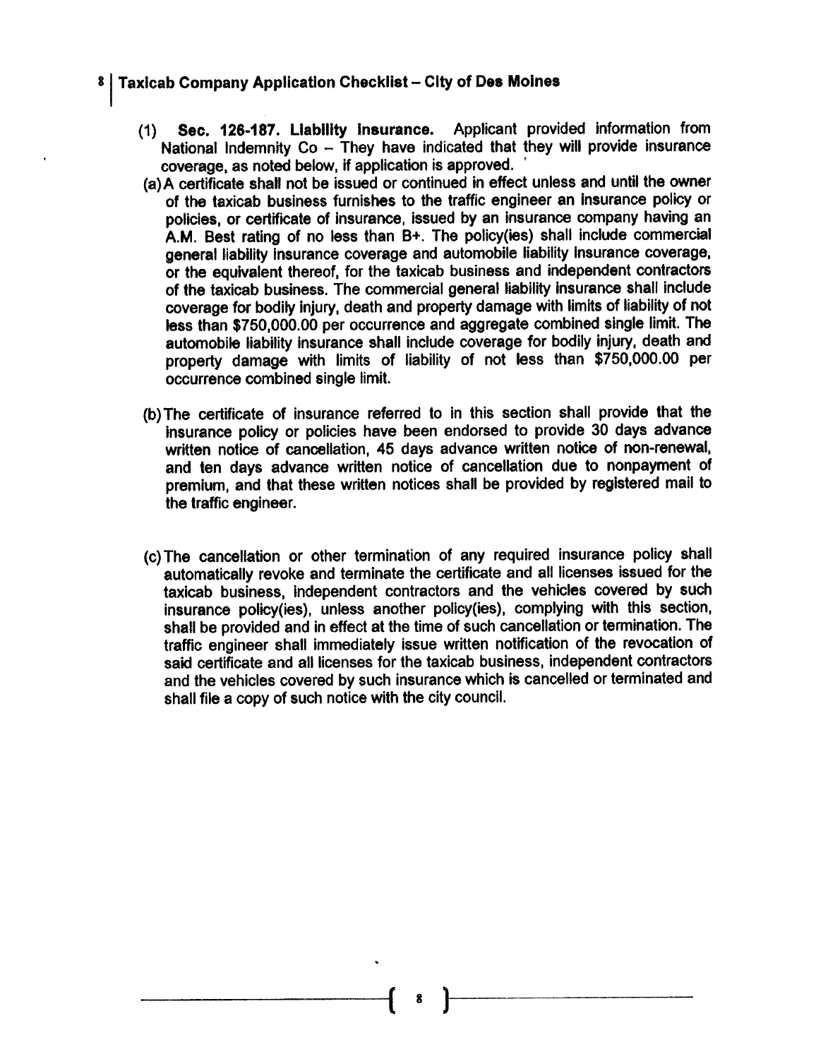(1) **Sec. 126-187. Liability insurance.** Applicant provided information from National Indemnity Co – They have indicated that they will provide insurance coverage, as noted below, if application is approved.

(a) A certificate shall not be issued or continued in effect unless and until the owner of the taxicab business furnishes to the traffic engineer an insurance policy or policies, or certificate of insurance, issued by an insurance company having an A.M. Best rating of no less than B+. The policy(ies) shall include commercial general liability insurance coverage and automobile liability insurance coverage, or the equivalent thereof, for the taxicab business and independent contractors of the taxicab business. The commercial general liability insurance shall include coverage for bodily injury, death and property damage with limits of liability of not less than $750,000.00 per occurrence and aggregate combined single limit. The automobile liability insurance shall include coverage for bodily injury, death and property damage with limits of liability of not less than $750,000.00 per occurrence combined single limit.

(b) The certificate of insurance referred to in this section shall provide that the insurance policy or policies have been endorsed to provide 30 days advance written notice of cancellation, 45 days advance written notice of non-renewal, and ten days advance written notice of cancellation due to nonpayment of premium, and that these written notices shall be provided by registered mail to the traffic engineer.

(c) The cancellation or other termination of any required insurance policy shall automatically revoke and terminate the certificate and all licenses issued for the taxicab business, independent contractors and the vehicles covered by such insurance policy(ies), unless another policy(ies), complying with this section, shall be provided and in effect at the time of such cancellation or termination. The traffic engineer shall immediately issue written notification of the revocation of said certificate and all licenses for the taxicab business, independent contractors and the vehicles covered by such insurance which is cancelled or terminated and shall file a copy of such notice with the city council.